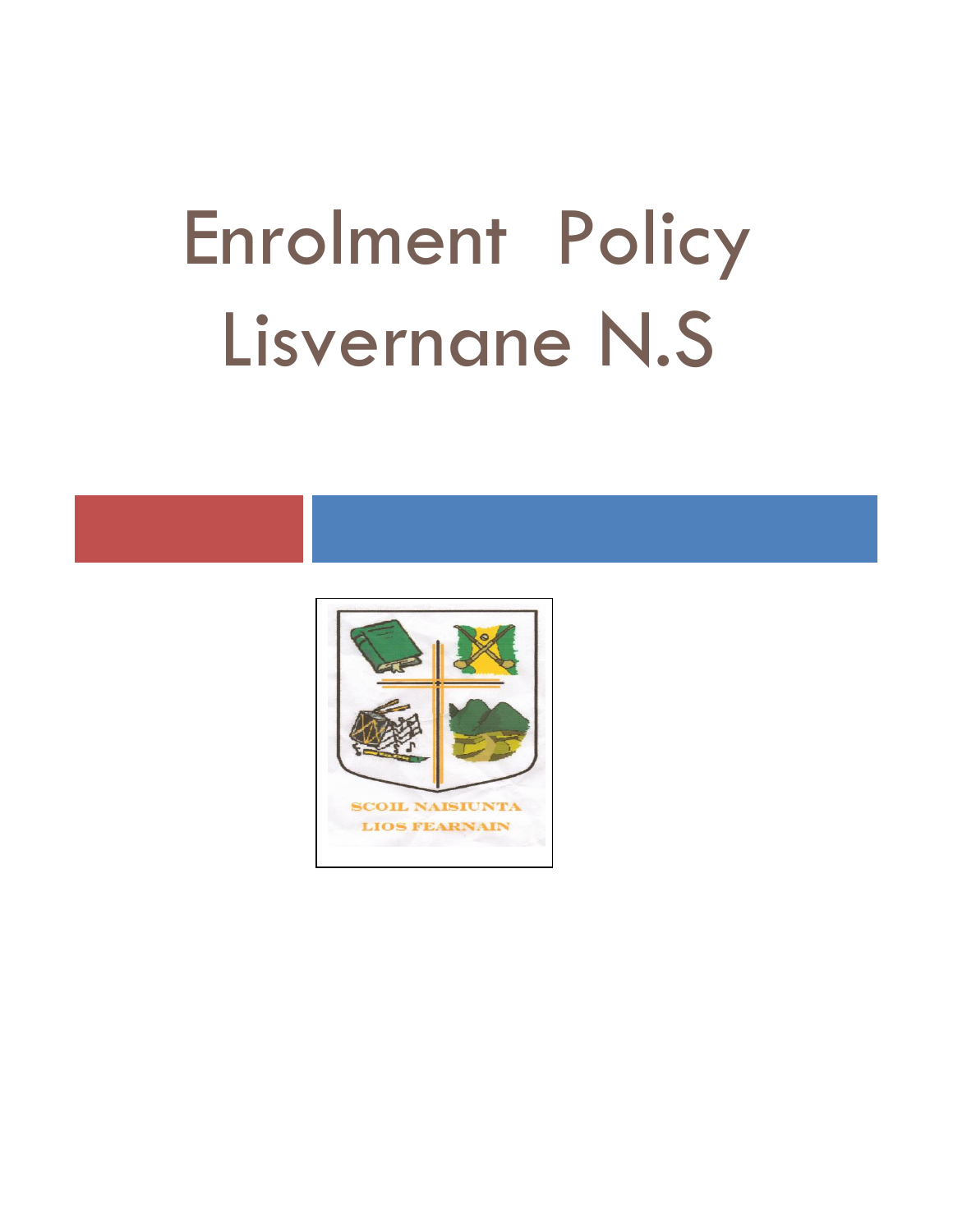# Enrolment Policy Lisvernane N.S

SCOIL NAISIUNTA
LIOS FEARNAIN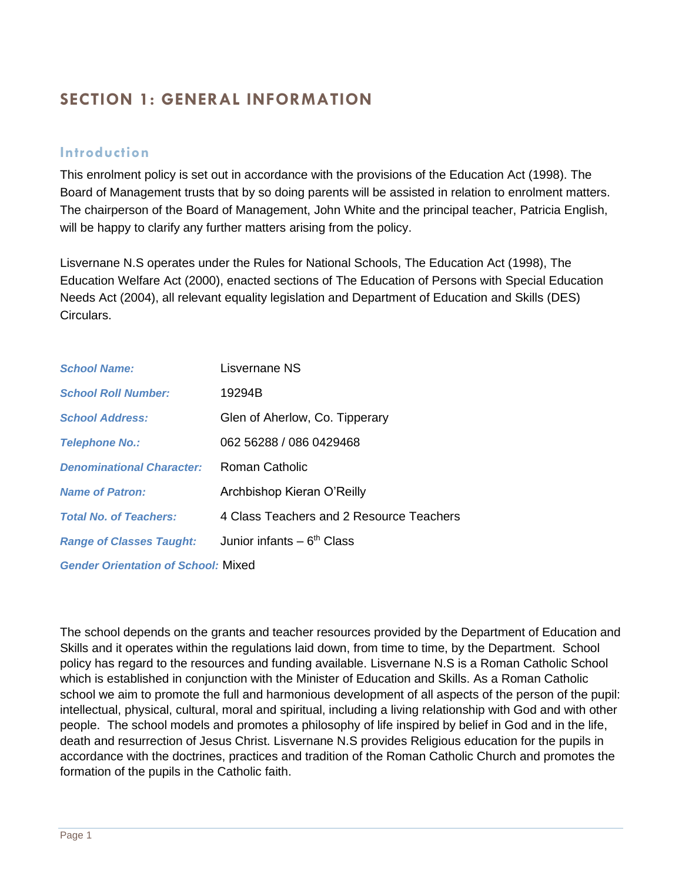# SECTION 1: GENERAL INFORMATION

## Introduction

This enrolment policy is set out in accordance with the provisions of the Education Act (1998). The Board of Management trusts that by so doing parents will be assisted in relation to enrolment matters. The chairperson of the Board of Management, John White and the principal teacher, Patricia English, will be happy to clarify any further matters arising from the policy.

Lisvernane N.S operates under the Rules for National Schools, The Education Act (1998), The Education Welfare Act (2000), enacted sections of The Education of Persons with Special Education Needs Act (2004), all relevant equality legislation and Department of Education and Skills (DES) Circulars.

| | |
|---|---|
| ***School Name:*** | Lisvernane NS |
| ***School Roll Number:*** | 19294B |
| ***School Address:*** | Glen of Aherlow, Co. Tipperary |
| ***Telephone No.:*** | 062 56288 / 086 0429468 |
| ***Denominational Character:*** | Roman Catholic |
| ***Name of Patron:*** | Archbishop Kieran O'Reilly |
| ***Total No. of Teachers:*** | 4 Class Teachers and 2 Resource Teachers |
| ***Range of Classes Taught:*** | Junior infants – 6th Class |
| ***Gender Orientation of School:*** | Mixed |

The school depends on the grants and teacher resources provided by the Department of Education and Skills and it operates within the regulations laid down, from time to time, by the Department. School policy has regard to the resources and funding available. Lisvernane N.S is a Roman Catholic School which is established in conjunction with the Minister of Education and Skills. As a Roman Catholic school we aim to promote the full and harmonious development of all aspects of the person of the pupil: intellectual, physical, cultural, moral and spiritual, including a living relationship with God and with other people. The school models and promotes a philosophy of life inspired by belief in God and in the life, death and resurrection of Jesus Christ. Lisvernane N.S provides Religious education for the pupils in accordance with the doctrines, practices and tradition of the Roman Catholic Church and promotes the formation of the pupils in the Catholic faith.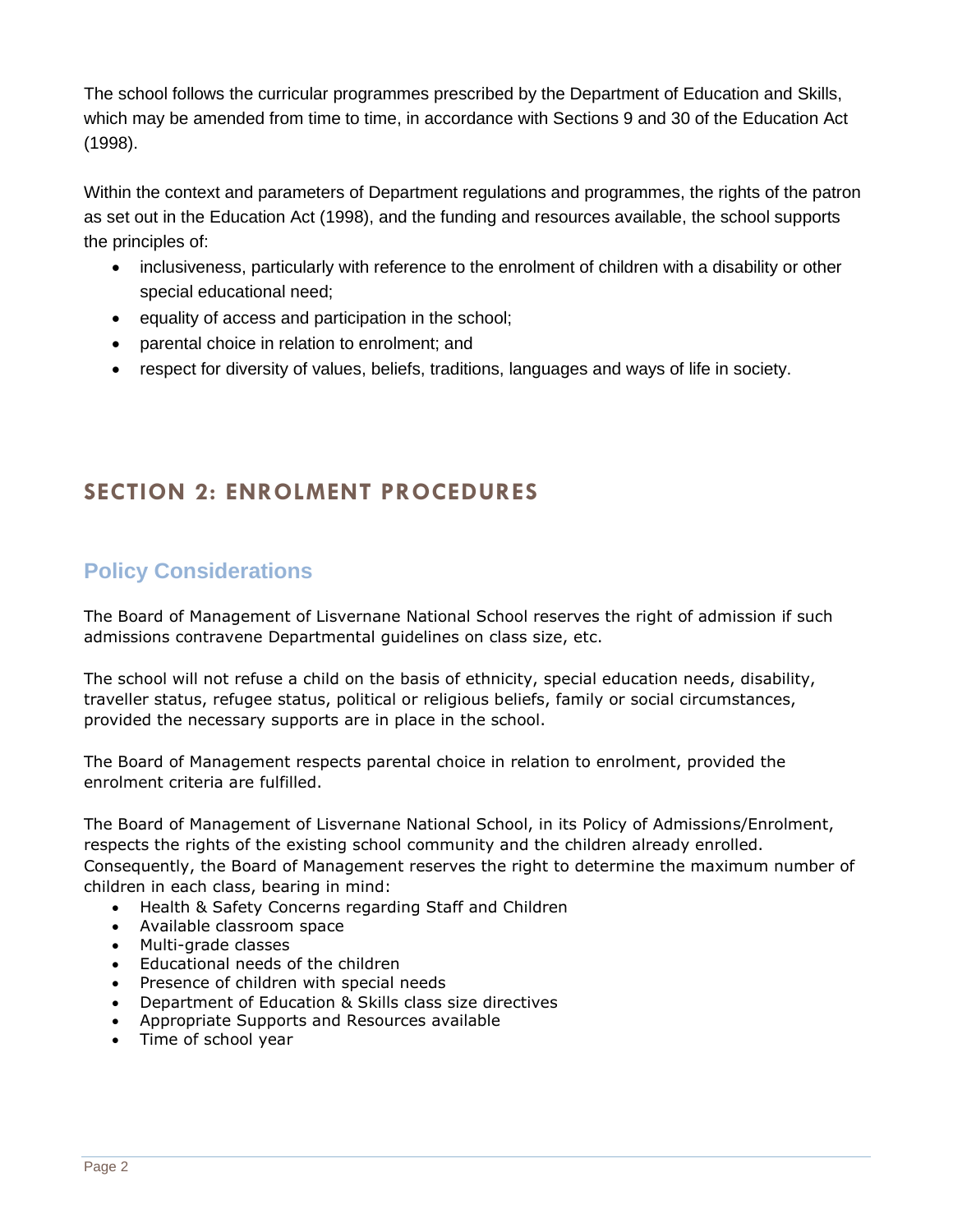The school follows the curricular programmes prescribed by the Department of Education and Skills, which may be amended from time to time, in accordance with Sections 9 and 30 of the Education Act (1998).

Within the context and parameters of Department regulations and programmes, the rights of the patron as set out in the Education Act (1998), and the funding and resources available, the school supports the principles of:

- inclusiveness, particularly with reference to the enrolment of children with a disability or other special educational need;
- equality of access and participation in the school;
- parental choice in relation to enrolment; and
- respect for diversity of values, beliefs, traditions, languages and ways of life in society.

## SECTION 2: ENROLMENT PROCEDURES

### Policy Considerations

The Board of Management of Lisvernane National School reserves the right of admission if such admissions contravene Departmental guidelines on class size, etc.

The school will not refuse a child on the basis of ethnicity, special education needs, disability, traveller status, refugee status, political or religious beliefs, family or social circumstances, provided the necessary supports are in place in the school.

The Board of Management respects parental choice in relation to enrolment, provided the enrolment criteria are fulfilled.

The Board of Management of Lisvernane National School, in its Policy of Admissions/Enrolment, respects the rights of the existing school community and the children already enrolled. Consequently, the Board of Management reserves the right to determine the maximum number of children in each class, bearing in mind:

- Health & Safety Concerns regarding Staff and Children
- Available classroom space
- Multi-grade classes
- Educational needs of the children
- Presence of children with special needs
- Department of Education & Skills class size directives
- Appropriate Supports and Resources available
- Time of school year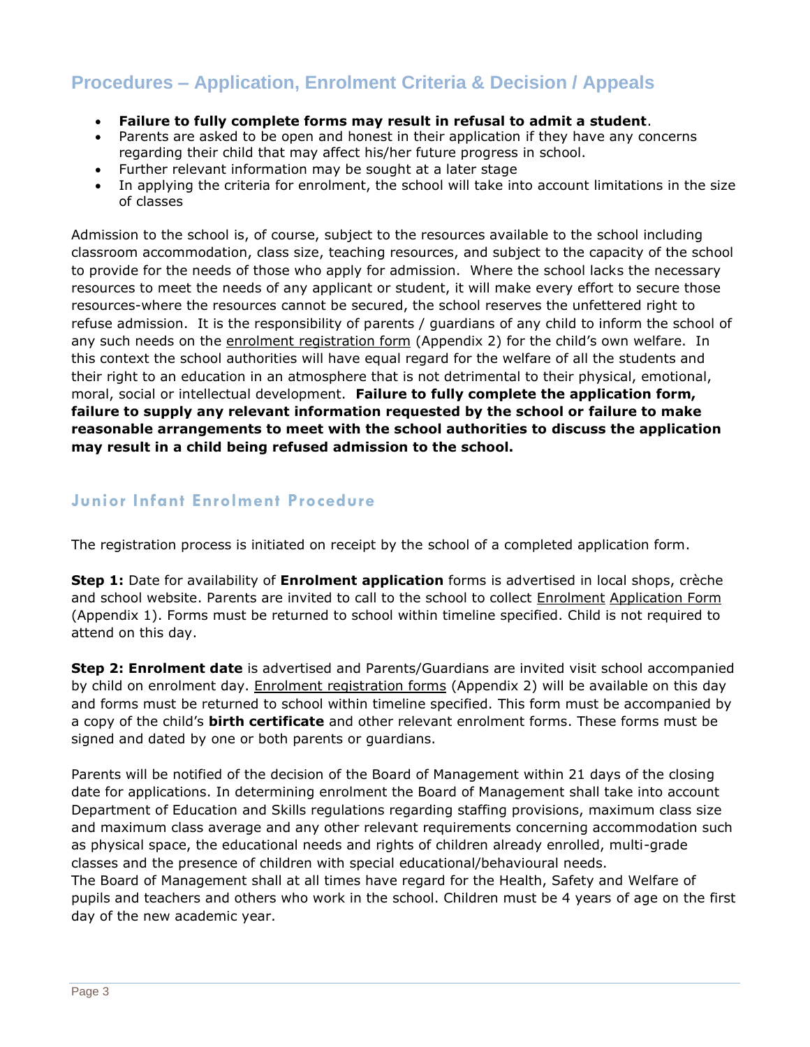## Procedures – Application, Enrolment Criteria & Decision / Appeals

- **Failure to fully complete forms may result in refusal to admit a student**.
- Parents are asked to be open and honest in their application if they have any concerns regarding their child that may affect his/her future progress in school.
- Further relevant information may be sought at a later stage
- In applying the criteria for enrolment, the school will take into account limitations in the size of classes

Admission to the school is, of course, subject to the resources available to the school including classroom accommodation, class size, teaching resources, and subject to the capacity of the school to provide for the needs of those who apply for admission. Where the school lacks the necessary resources to meet the needs of any applicant or student, it will make every effort to secure those resources-where the resources cannot be secured, the school reserves the unfettered right to refuse admission. It is the responsibility of parents / guardians of any child to inform the school of any such needs on the enrolment registration form (Appendix 2) for the child's own welfare. In this context the school authorities will have equal regard for the welfare of all the students and their right to an education in an atmosphere that is not detrimental to their physical, emotional, moral, social or intellectual development. **Failure to fully complete the application form, failure to supply any relevant information requested by the school or failure to make reasonable arrangements to meet with the school authorities to discuss the application may result in a child being refused admission to the school.**

### Junior Infant Enrolment Procedure

The registration process is initiated on receipt by the school of a completed application form.

**Step 1:** Date for availability of **Enrolment application** forms is advertised in local shops, crèche and school website. Parents are invited to call to the school to collect Enrolment Application Form (Appendix 1). Forms must be returned to school within timeline specified. Child is not required to attend on this day.

**Step 2: Enrolment date** is advertised and Parents/Guardians are invited visit school accompanied by child on enrolment day. Enrolment registration forms (Appendix 2) will be available on this day and forms must be returned to school within timeline specified. This form must be accompanied by a copy of the child's **birth certificate** and other relevant enrolment forms. These forms must be signed and dated by one or both parents or guardians.

Parents will be notified of the decision of the Board of Management within 21 days of the closing date for applications. In determining enrolment the Board of Management shall take into account Department of Education and Skills regulations regarding staffing provisions, maximum class size and maximum class average and any other relevant requirements concerning accommodation such as physical space, the educational needs and rights of children already enrolled, multi-grade classes and the presence of children with special educational/behavioural needs.
The Board of Management shall at all times have regard for the Health, Safety and Welfare of pupils and teachers and others who work in the school. Children must be 4 years of age on the first day of the new academic year.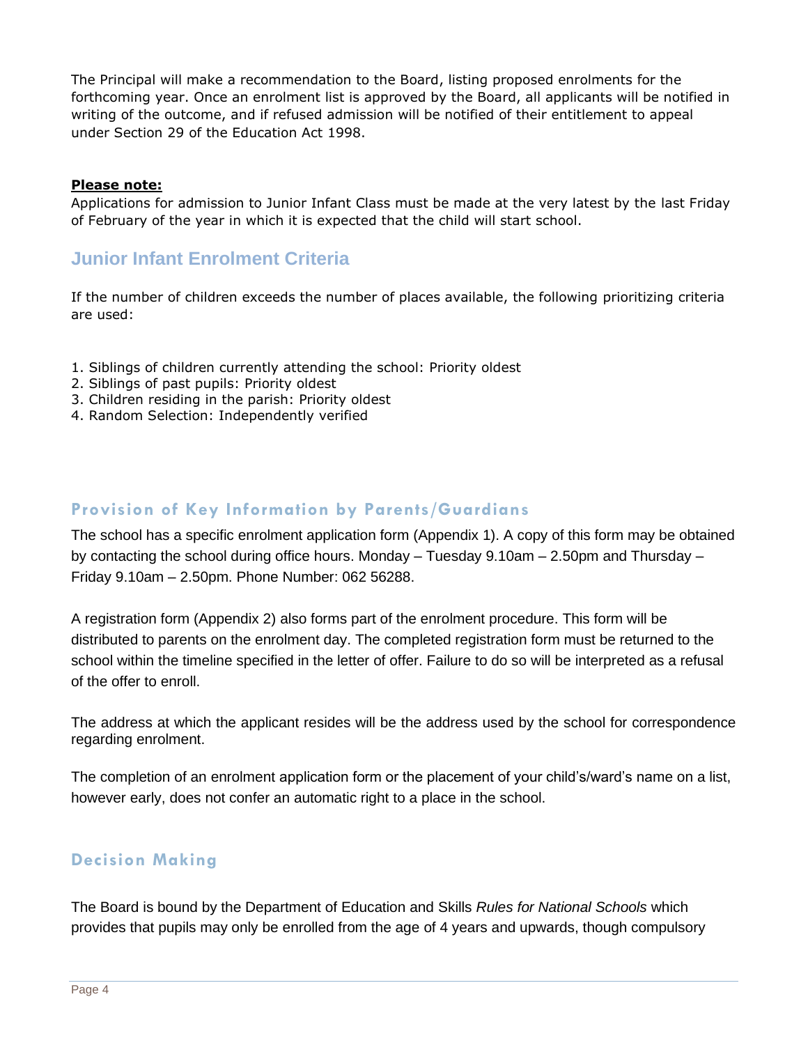The Principal will make a recommendation to the Board, listing proposed enrolments for the forthcoming year. Once an enrolment list is approved by the Board, all applicants will be notified in writing of the outcome, and if refused admission will be notified of their entitlement to appeal under Section 29 of the Education Act 1998.

**Please note:**
Applications for admission to Junior Infant Class must be made at the very latest by the last Friday of February of the year in which it is expected that the child will start school.

## Junior Infant Enrolment Criteria

If the number of children exceeds the number of places available, the following prioritizing criteria are used:

1. Siblings of children currently attending the school: Priority oldest
2. Siblings of past pupils: Priority oldest
3. Children residing in the parish: Priority oldest
4. Random Selection: Independently verified

## Provision of Key Information by Parents/Guardians

The school has a specific enrolment application form (Appendix 1). A copy of this form may be obtained by contacting the school during office hours. Monday – Tuesday 9.10am – 2.50pm and Thursday – Friday 9.10am – 2.50pm. Phone Number: 062 56288.

A registration form (Appendix 2) also forms part of the enrolment procedure. This form will be distributed to parents on the enrolment day. The completed registration form must be returned to the school within the timeline specified in the letter of offer. Failure to do so will be interpreted as a refusal of the offer to enroll.

The address at which the applicant resides will be the address used by the school for correspondence regarding enrolment.

The completion of an enrolment application form or the placement of your child's/ward's name on a list, however early, does not confer an automatic right to a place in the school.

## Decision Making

The Board is bound by the Department of Education and Skills *Rules for National Schools* which provides that pupils may only be enrolled from the age of 4 years and upwards, though compulsory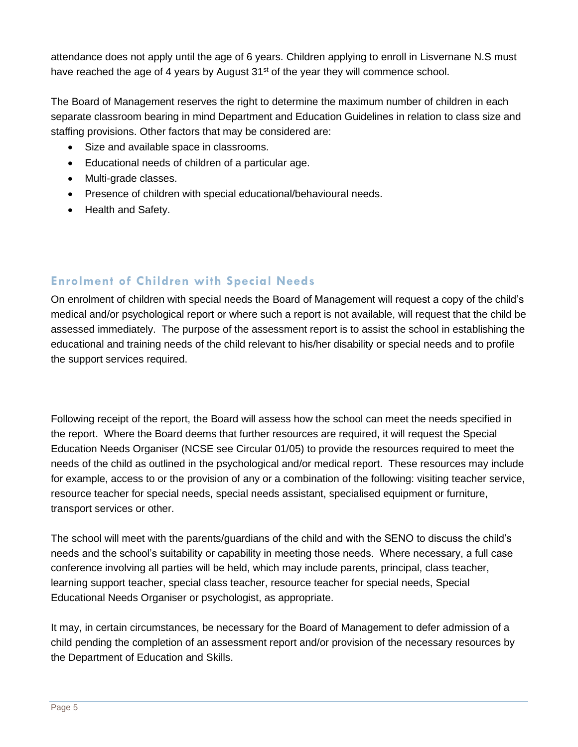attendance does not apply until the age of 6 years. Children applying to enroll in Lisvernane N.S must have reached the age of 4 years by August 31st of the year they will commence school.

The Board of Management reserves the right to determine the maximum number of children in each separate classroom bearing in mind Department and Education Guidelines in relation to class size and staffing provisions. Other factors that may be considered are:

- Size and available space in classrooms.
- Educational needs of children of a particular age.
- Multi-grade classes.
- Presence of children with special educational/behavioural needs.
- Health and Safety.

## Enrolment of Children with Special Needs

On enrolment of children with special needs the Board of Management will request a copy of the child's medical and/or psychological report or where such a report is not available, will request that the child be assessed immediately. The purpose of the assessment report is to assist the school in establishing the educational and training needs of the child relevant to his/her disability or special needs and to profile the support services required.

Following receipt of the report, the Board will assess how the school can meet the needs specified in the report. Where the Board deems that further resources are required, it will request the Special Education Needs Organiser (NCSE see Circular 01/05) to provide the resources required to meet the needs of the child as outlined in the psychological and/or medical report. These resources may include for example, access to or the provision of any or a combination of the following: visiting teacher service, resource teacher for special needs, special needs assistant, specialised equipment or furniture, transport services or other.

The school will meet with the parents/guardians of the child and with the SENO to discuss the child's needs and the school's suitability or capability in meeting those needs. Where necessary, a full case conference involving all parties will be held, which may include parents, principal, class teacher, learning support teacher, special class teacher, resource teacher for special needs, Special Educational Needs Organiser or psychologist, as appropriate.

It may, in certain circumstances, be necessary for the Board of Management to defer admission of a child pending the completion of an assessment report and/or provision of the necessary resources by the Department of Education and Skills.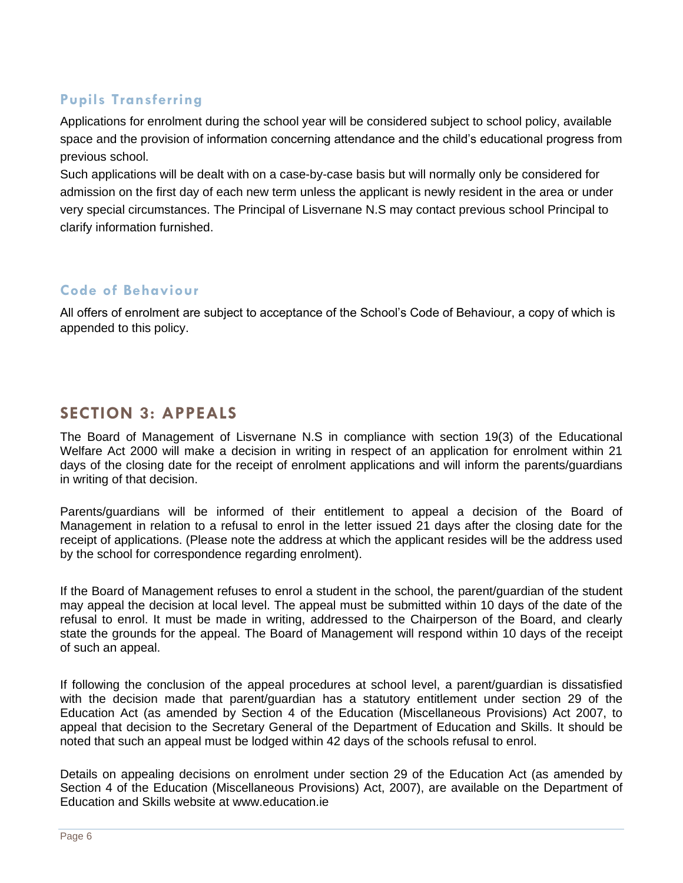### Pupils Transferring

Applications for enrolment during the school year will be considered subject to school policy, available space and the provision of information concerning attendance and the child's educational progress from previous school.
Such applications will be dealt with on a case-by-case basis but will normally only be considered for admission on the first day of each new term unless the applicant is newly resident in the area or under very special circumstances. The Principal of Lisvernane N.S may contact previous school Principal to clarify information furnished.

### Code of Behaviour

All offers of enrolment are subject to acceptance of the School's Code of Behaviour, a copy of which is appended to this policy.

## SECTION 3: APPEALS

The Board of Management of Lisvernane N.S in compliance with section 19(3) of the Educational Welfare Act 2000 will make a decision in writing in respect of an application for enrolment within 21 days of the closing date for the receipt of enrolment applications and will inform the parents/guardians in writing of that decision.

Parents/guardians will be informed of their entitlement to appeal a decision of the Board of Management in relation to a refusal to enrol in the letter issued 21 days after the closing date for the receipt of applications. (Please note the address at which the applicant resides will be the address used by the school for correspondence regarding enrolment).

If the Board of Management refuses to enrol a student in the school, the parent/guardian of the student may appeal the decision at local level. The appeal must be submitted within 10 days of the date of the refusal to enrol. It must be made in writing, addressed to the Chairperson of the Board, and clearly state the grounds for the appeal. The Board of Management will respond within 10 days of the receipt of such an appeal.

If following the conclusion of the appeal procedures at school level, a parent/guardian is dissatisfied with the decision made that parent/guardian has a statutory entitlement under section 29 of the Education Act (as amended by Section 4 of the Education (Miscellaneous Provisions) Act 2007, to appeal that decision to the Secretary General of the Department of Education and Skills. It should be noted that such an appeal must be lodged within 42 days of the schools refusal to enrol.

Details on appealing decisions on enrolment under section 29 of the Education Act (as amended by Section 4 of the Education (Miscellaneous Provisions) Act, 2007), are available on the Department of Education and Skills website at www.education.ie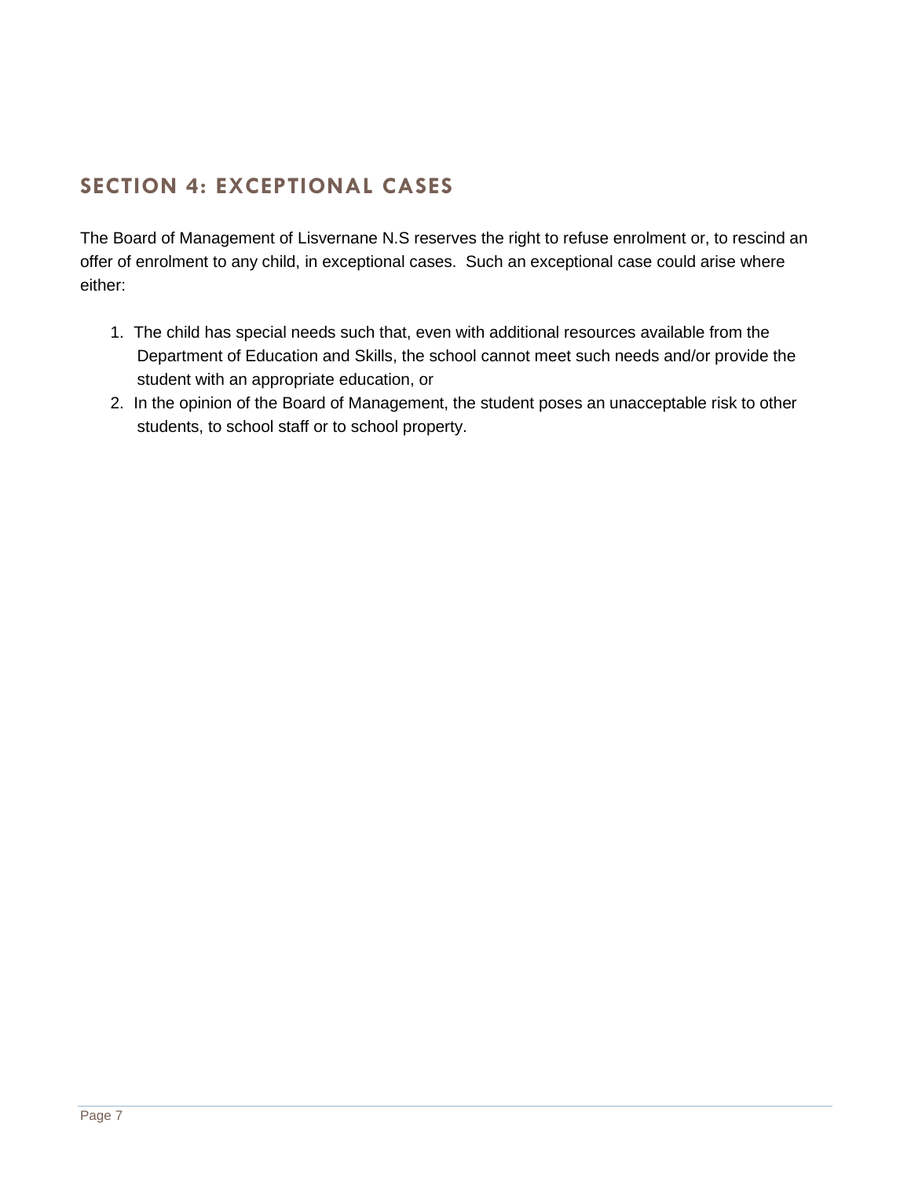## SECTION 4: EXCEPTIONAL CASES

The Board of Management of Lisvernane N.S reserves the right to refuse enrolment or, to rescind an offer of enrolment to any child, in exceptional cases. Such an exceptional case could arise where either:

1. The child has special needs such that, even with additional resources available from the Department of Education and Skills, the school cannot meet such needs and/or provide the student with an appropriate education, or
2. In the opinion of the Board of Management, the student poses an unacceptable risk to other students, to school staff or to school property.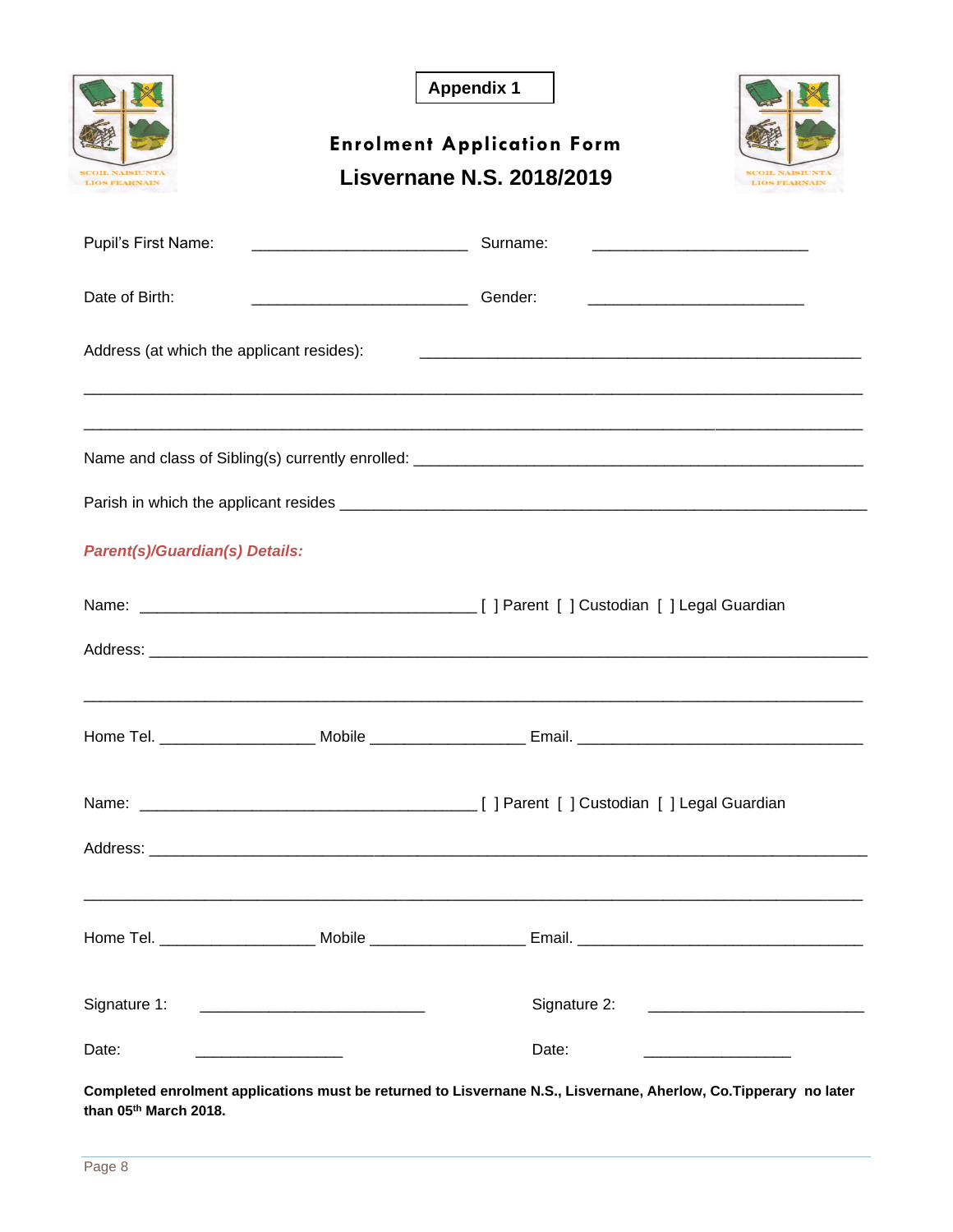**Appendix 1**

# Enrolment Application Form

## Lisvernane N.S. 2018/2019

Pupil's First Name: ________________________ Surname: ________________________

Date of Birth: ________________________ Gender: ________________________

Address (at which the applicant resides): _________________________________________________

______________________________________________________________________________________

______________________________________________________________________________________

Name and class of Sibling(s) currently enrolled: ___________________________________________________

Parish in which the applicant resides ___________________________________________________________

***Parent(s)/Guardian(s) Details:***

Name: ______________________________________ [ ] Parent [ ] Custodian [ ] Legal Guardian

Address: ______________________________________________________________________________

______________________________________________________________________________________

Home Tel. _________________ Mobile _________________ Email. _______________________________

Name: ______________________________________ [ ] Parent [ ] Custodian [ ] Legal Guardian

Address: ______________________________________________________________________________

______________________________________________________________________________________

Home Tel. _________________ Mobile _________________ Email. _______________________________

Signature 1: _________________________ Signature 2: _________________________

Date: ________________ Date: ________________

**Completed enrolment applications must be returned to Lisvernane N.S., Lisvernane, Aherlow, Co.Tipperary no later than 05th March 2018.**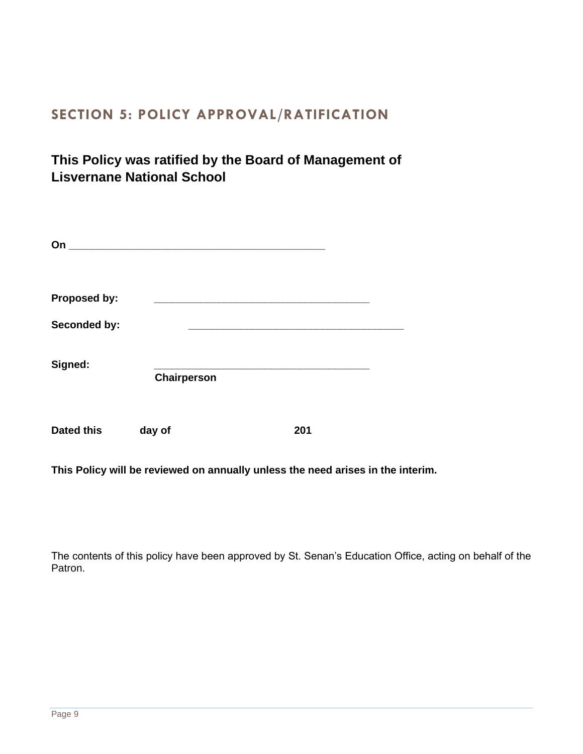## SECTION 5: POLICY APPROVAL/RATIFICATION

### This Policy was ratified by the Board of Management of Lisvernane National School

**On** ____________________________________________

**Proposed by:** ____________________________________

**Seconded by:** ____________________________________

**Signed:** ____________________________________
**Chairperson**

**Dated this** **day of** **201**

**This Policy will be reviewed on annually unless the need arises in the interim.**

The contents of this policy have been approved by St. Senan's Education Office, acting on behalf of the Patron.